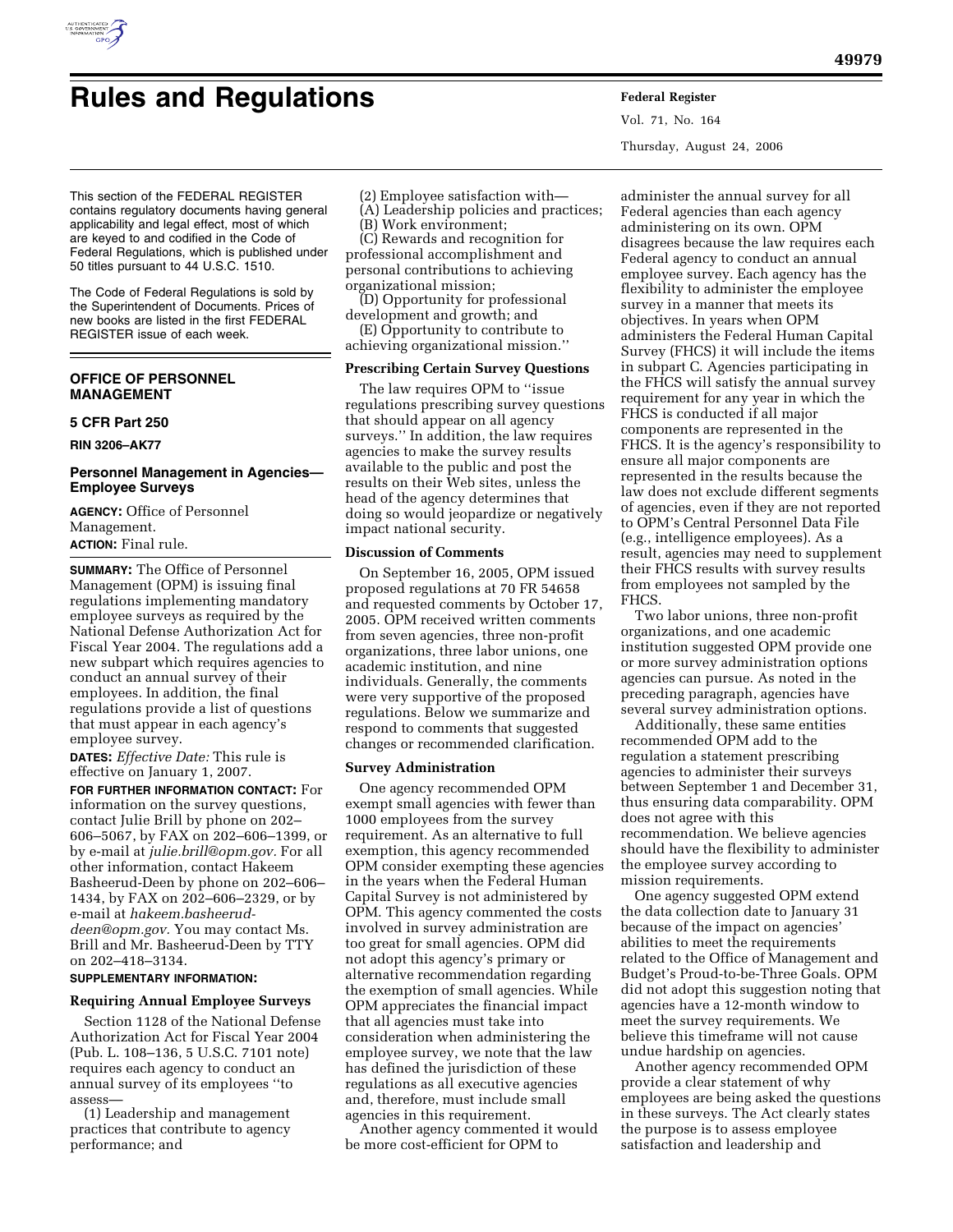# Rules and Regulations

This section of the FEDERAL REGISTER contains regulatory documents having general applicability and legal effect, most of which are keyed to and codified in the Code of Federal Regulations, which is published under 50 titles pursuant to 44 U.S.C. 1510.

The Code of Federal Regulations is sold by the Superintendent of Documents. Prices of new books are listed in the first FEDERAL REGISTER issue of each week.

## OFFICE OF PERSONNEL MANAGEMENT

### 5 CFR Part 250

**RIN 3206–AK77**

### Personnel Management in Agencies—Employee Surveys

**AGENCY:** Office of Personnel Management.

**ACTION:** Final rule.

**SUMMARY:** The Office of Personnel Management (OPM) is issuing final regulations implementing mandatory employee surveys as required by the National Defense Authorization Act for Fiscal Year 2004. The regulations add a new subpart which requires agencies to conduct an annual survey of their employees. In addition, the final regulations provide a list of questions that must appear in each agency's employee survey.

**DATES:** *Effective Date:* This rule is effective on January 1, 2007.

**FOR FURTHER INFORMATION CONTACT:** For information on the survey questions, contact Julie Brill by phone on 202–606–5067, by FAX on 202–606–1399, or by e-mail at *julie.brill@opm.gov.* For all other information, contact Hakeem Basheerud-Deen by phone on 202–606–1434, by FAX on 202–606–2329, or by e-mail at *hakeem.basheerud-deen@opm.gov.* You may contact Ms. Brill and Mr. Basheerud-Deen by TTY on 202–418–3134.

**SUPPLEMENTARY INFORMATION:**

**Requiring Annual Employee Surveys**

Section 1128 of the National Defense Authorization Act for Fiscal Year 2004 (Pub. L. 108–136, 5 U.S.C. 7101 note) requires each agency to conduct an annual survey of its employees ''to assess—

(1) Leadership and management practices that contribute to agency performance; and

(2) Employee satisfaction with—

(A) Leadership policies and practices;

(B) Work environment;

(C) Rewards and recognition for professional accomplishment and personal contributions to achieving organizational mission;

(D) Opportunity for professional development and growth; and

(E) Opportunity to contribute to achieving organizational mission.''

**Prescribing Certain Survey Questions**

The law requires OPM to ''issue regulations prescribing survey questions that should appear on all agency surveys.'' In addition, the law requires agencies to make the survey results available to the public and post the results on their Web sites, unless the head of the agency determines that doing so would jeopardize or negatively impact national security.

**Discussion of Comments**

On September 16, 2005, OPM issued proposed regulations at 70 FR 54658 and requested comments by October 17, 2005. OPM received written comments from seven agencies, three non-profit organizations, three labor unions, one academic institution, and nine individuals. Generally, the comments were very supportive of the proposed regulations. Below we summarize and respond to comments that suggested changes or recommended clarification.

**Survey Administration**

One agency recommended OPM exempt small agencies with fewer than 1000 employees from the survey requirement. As an alternative to full exemption, this agency recommended OPM consider exempting these agencies in the years when the Federal Human Capital Survey is not administered by OPM. This agency commented the costs involved in survey administration are too great for small agencies. OPM did not adopt this agency's primary or alternative recommendation regarding the exemption of small agencies. While OPM appreciates the financial impact that all agencies must take into consideration when administering the employee survey, we note that the law has defined the jurisdiction of these regulations as all executive agencies and, therefore, must include small agencies in this requirement.

Another agency commented it would be more cost-efficient for OPM to administer the annual survey for all Federal agencies than each agency administering on its own. OPM disagrees because the law requires each Federal agency to conduct an annual employee survey. Each agency has the flexibility to administer the employee survey in a manner that meets its objectives. In years when OPM administers the Federal Human Capital Survey (FHCS) it will include the items in subpart C. Agencies participating in the FHCS will satisfy the annual survey requirement for any year in which the FHCS is conducted if all major components are represented in the FHCS. It is the agency's responsibility to ensure all major components are represented in the results because the law does not exclude different segments of agencies, even if they are not reported to OPM's Central Personnel Data File (e.g., intelligence employees). As a result, agencies may need to supplement their FHCS results with survey results from employees not sampled by the FHCS.

Two labor unions, three non-profit organizations, and one academic institution suggested OPM provide one or more survey administration options agencies can pursue. As noted in the preceding paragraph, agencies have several survey administration options.

Additionally, these same entities recommended OPM add to the regulation a statement prescribing agencies to administer their surveys between September 1 and December 31, thus ensuring data comparability. OPM does not agree with this recommendation. We believe agencies should have the flexibility to administer the employee survey according to mission requirements.

One agency suggested OPM extend the data collection date to January 31 because of the impact on agencies' abilities to meet the requirements related to the Office of Management and Budget's Proud-to-be-Three Goals. OPM did not adopt this suggestion noting that agencies have a 12-month window to meet the survey requirements. We believe this timeframe will not cause undue hardship on agencies.

Another agency recommended OPM provide a clear statement of why employees are being asked the questions in these surveys. The Act clearly states the purpose is to assess employee satisfaction and leadership and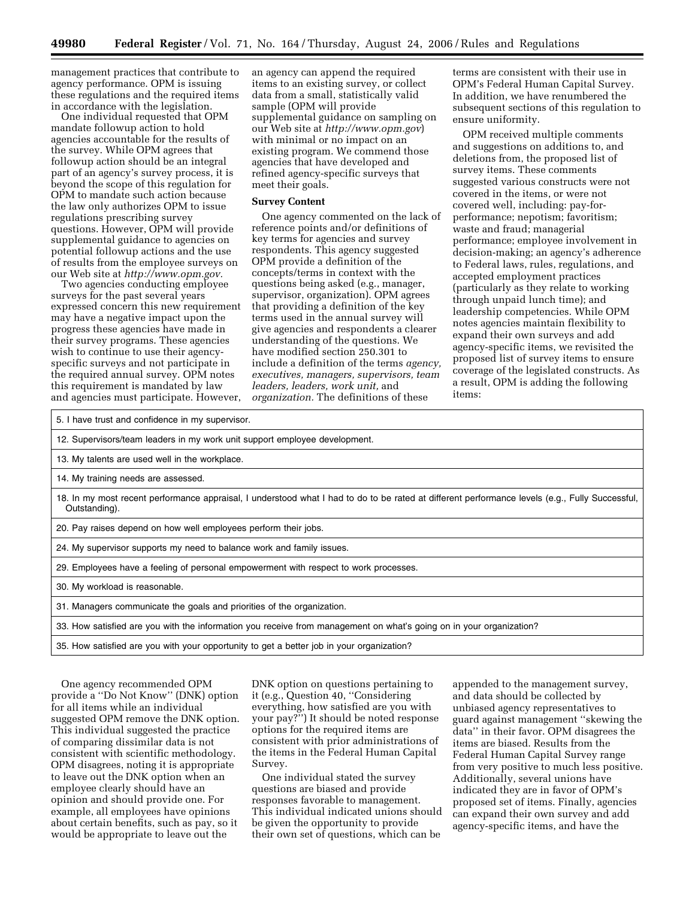management practices that contribute to agency performance. OPM is issuing these regulations and the required items in accordance with the legislation.

One individual requested that OPM mandate followup action to hold agencies accountable for the results of the survey. While OPM agrees that followup action should be an integral part of an agency's survey process, it is beyond the scope of this regulation for OPM to mandate such action because the law only authorizes OPM to issue regulations prescribing survey questions. However, OPM will provide supplemental guidance to agencies on potential followup actions and the use of results from the employee surveys on our Web site at *http://www.opm.gov.*

Two agencies conducting employee surveys for the past several years expressed concern this new requirement may have a negative impact upon the progress these agencies have made in their survey programs. These agencies wish to continue to use their agency-specific surveys and not participate in the required annual survey. OPM notes this requirement is mandated by law and agencies must participate. However, an agency can append the required items to an existing survey, or collect data from a small, statistically valid sample (OPM will provide supplemental guidance on sampling on our Web site at *http://www.opm.gov*) with minimal or no impact on an existing program. We commend those agencies that have developed and refined agency-specific surveys that meet their goals.

**Survey Content**

One agency commented on the lack of reference points and/or definitions of key terms for agencies and survey respondents. This agency suggested OPM provide a definition of the concepts/terms in context with the questions being asked (e.g., manager, supervisor, organization). OPM agrees that providing a definition of the key terms used in the annual survey will give agencies and respondents a clearer understanding of the questions. We have modified section 250.301 to include a definition of the terms *agency, executives, managers, supervisors, team leaders, leaders, work unit,* and *organization.* The definitions of these terms are consistent with their use in OPM's Federal Human Capital Survey. In addition, we have renumbered the subsequent sections of this regulation to ensure uniformity.

OPM received multiple comments and suggestions on additions to, and deletions from, the proposed list of survey items. These comments suggested various constructs were not covered in the items, or were not covered well, including: pay-for-performance; nepotism; favoritism; waste and fraud; managerial performance; employee involvement in decision-making; an agency's adherence to Federal laws, rules, regulations, and accepted employment practices (particularly as they relate to working through unpaid lunch time); and leadership competencies. While OPM notes agencies maintain flexibility to expand their own surveys and add agency-specific items, we revisited the proposed list of survey items to ensure coverage of the legislated constructs. As a result, OPM is adding the following items:

| |
|---|
| 5. I have trust and confidence in my supervisor. |
| 12. Supervisors/team leaders in my work unit support employee development. |
| 13. My talents are used well in the workplace. |
| 14. My training needs are assessed. |
| 18. In my most recent performance appraisal, I understood what I had to do to be rated at different performance levels (e.g., Fully Successful, Outstanding). |
| 20. Pay raises depend on how well employees perform their jobs. |
| 24. My supervisor supports my need to balance work and family issues. |
| 29. Employees have a feeling of personal empowerment with respect to work processes. |
| 30. My workload is reasonable. |
| 31. Managers communicate the goals and priorities of the organization. |
| 33. How satisfied are you with the information you receive from management on what's going on in your organization? |
| 35. How satisfied are you with your opportunity to get a better job in your organization? |

One agency recommended OPM provide a "Do Not Know" (DNK) option for all items while an individual suggested OPM remove the DNK option. This individual suggested the practice of comparing dissimilar data is not consistent with scientific methodology. OPM disagrees, noting it is appropriate to leave out the DNK option when an employee clearly should have an opinion and should provide one. For example, all employees have opinions about certain benefits, such as pay, so it would be appropriate to leave out the DNK option on questions pertaining to it (e.g., Question 40, "Considering everything, how satisfied are you with your pay?") It should be noted response options for the required items are consistent with prior administrations of the items in the Federal Human Capital Survey.

One individual stated the survey questions are biased and provide responses favorable to management. This individual indicated unions should be given the opportunity to provide their own set of questions, which can be appended to the management survey, and data should be collected by unbiased agency representatives to guard against management "skewing the data" in their favor. OPM disagrees the items are biased. Results from the Federal Human Capital Survey range from very positive to much less positive. Additionally, several unions have indicated they are in favor of OPM's proposed set of items. Finally, agencies can expand their own survey and add agency-specific items, and have the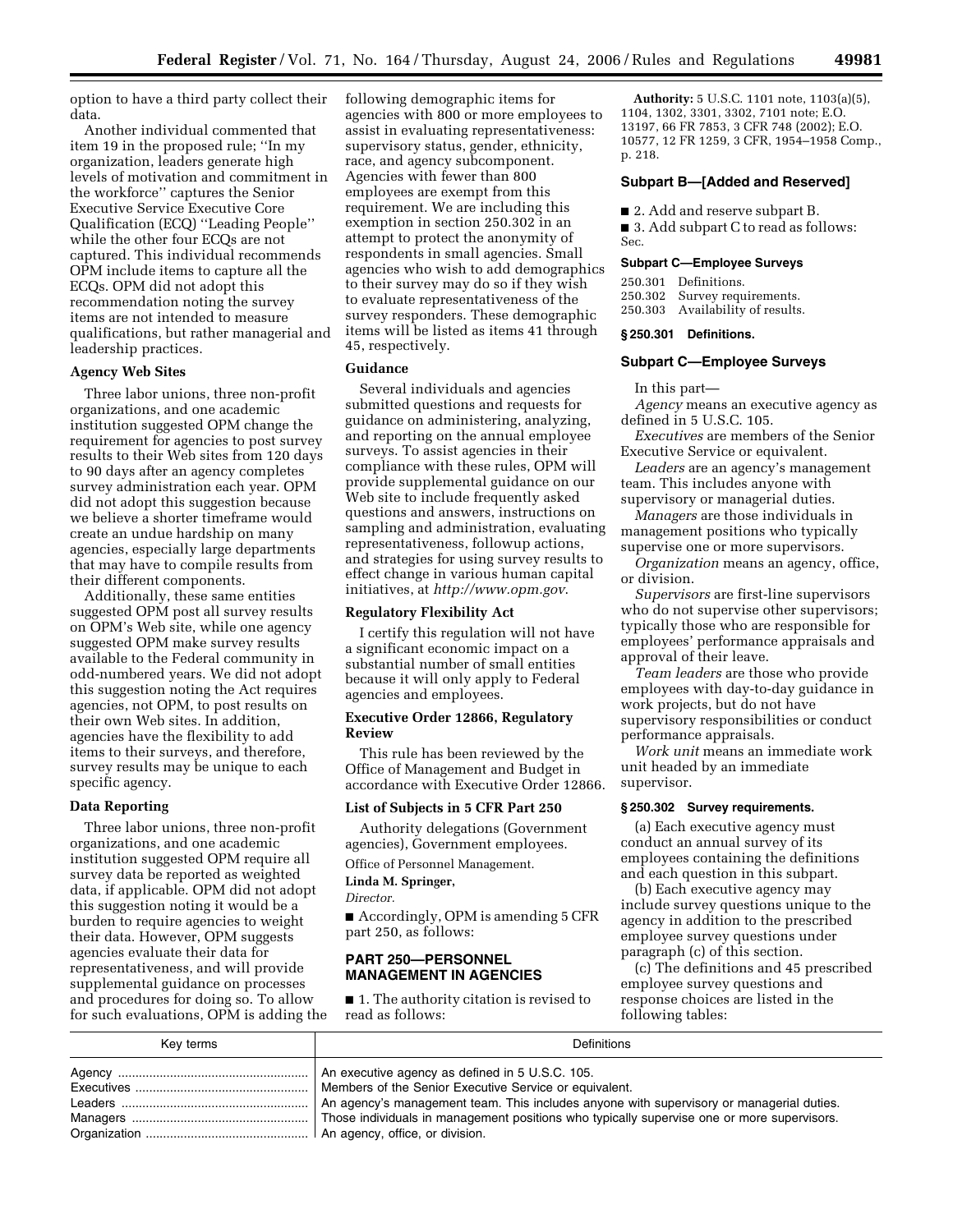option to have a third party collect their data.

Another individual commented that item 19 in the proposed rule; ''In my organization, leaders generate high levels of motivation and commitment in the workforce'' captures the Senior Executive Service Executive Core Qualification (ECQ) ''Leading People'' while the other four ECQs are not captured. This individual recommends OPM include items to capture all the ECQs. OPM did not adopt this recommendation noting the survey items are not intended to measure qualifications, but rather managerial and leadership practices.

**Agency Web Sites**

Three labor unions, three non-profit organizations, and one academic institution suggested OPM change the requirement for agencies to post survey results to their Web sites from 120 days to 90 days after an agency completes survey administration each year. OPM did not adopt this suggestion because we believe a shorter timeframe would create an undue hardship on many agencies, especially large departments that may have to compile results from their different components.

Additionally, these same entities suggested OPM post all survey results on OPM's Web site, while one agency suggested OPM make survey results available to the Federal community in odd-numbered years. We did not adopt this suggestion noting the Act requires agencies, not OPM, to post results on their own Web sites. In addition, agencies have the flexibility to add items to their surveys, and therefore, survey results may be unique to each specific agency.

**Data Reporting**

Three labor unions, three non-profit organizations, and one academic institution suggested OPM require all survey data be reported as weighted data, if applicable. OPM did not adopt this suggestion noting it would be a burden to require agencies to weight their data. However, OPM suggests agencies evaluate their data for representativeness, and will provide supplemental guidance on processes and procedures for doing so. To allow for such evaluations, OPM is adding the following demographic items for agencies with 800 or more employees to assist in evaluating representativeness: supervisory status, gender, ethnicity, race, and agency subcomponent. Agencies with fewer than 800 employees are exempt from this requirement. We are including this exemption in section 250.302 in an attempt to protect the anonymity of respondents in small agencies. Small agencies who wish to add demographics to their survey may do so if they wish to evaluate representativeness of the survey responders. These demographic items will be listed as items 41 through 45, respectively.

**Guidance**

Several individuals and agencies submitted questions and requests for guidance on administering, analyzing, and reporting on the annual employee surveys. To assist agencies in their compliance with these rules, OPM will provide supplemental guidance on our Web site to include frequently asked questions and answers, instructions on sampling and administration, evaluating representativeness, followup actions, and strategies for using survey results to effect change in various human capital initiatives, at *http://www.opm.gov*.

**Regulatory Flexibility Act**

I certify this regulation will not have a significant economic impact on a substantial number of small entities because it will only apply to Federal agencies and employees.

**Executive Order 12866, Regulatory Review**

This rule has been reviewed by the Office of Management and Budget in accordance with Executive Order 12866.

**List of Subjects in 5 CFR Part 250**

Authority delegations (Government agencies), Government employees.

Office of Personnel Management.

**Linda M. Springer,**

*Director.*

■ Accordingly, OPM is amending 5 CFR part 250, as follows:

**PART 250—PERSONNEL MANAGEMENT IN AGENCIES**

■ 1. The authority citation is revised to read as follows:

**Authority:** 5 U.S.C. 1101 note, 1103(a)(5), 1104, 1302, 3301, 3302, 7101 note; E.O. 13197, 66 FR 7853, 3 CFR 748 (2002); E.O. 10577, 12 FR 1259, 3 CFR, 1954–1958 Comp., p. 218.

**Subpart B—[Added and Reserved]**

■ 2. Add and reserve subpart B.

■ 3. Add subpart C to read as follows:

Sec.

**Subpart C—Employee Surveys**

250.301 Definitions.
250.302 Survey requirements.
250.303 Availability of results.

**§ 250.301 Definitions.**

**Subpart C—Employee Surveys**

In this part—

*Agency* means an executive agency as defined in 5 U.S.C. 105.

*Executives* are members of the Senior Executive Service or equivalent.

*Leaders* are an agency's management team. This includes anyone with supervisory or managerial duties.

*Managers* are those individuals in management positions who typically supervise one or more supervisors.

*Organization* means an agency, office, or division.

*Supervisors* are first-line supervisors who do not supervise other supervisors; typically those who are responsible for employees' performance appraisals and approval of their leave.

*Team leaders* are those who provide employees with day-to-day guidance in work projects, but do not have supervisory responsibilities or conduct performance appraisals.

*Work unit* means an immediate work unit headed by an immediate supervisor.

**§ 250.302 Survey requirements.**

(a) Each executive agency must conduct an annual survey of its employees containing the definitions and each question in this subpart.

(b) Each executive agency may include survey questions unique to the agency in addition to the prescribed employee survey questions under paragraph (c) of this section.

(c) The definitions and 45 prescribed employee survey questions and response choices are listed in the following tables:

| Key terms | Definitions |
|---|---|
| Agency | An executive agency as defined in 5 U.S.C. 105. |
| Executives | Members of the Senior Executive Service or equivalent. |
| Leaders | An agency's management team. This includes anyone with supervisory or managerial duties. |
| Managers | Those individuals in management positions who typically supervise one or more supervisors. |
| Organization | An agency, office, or division. |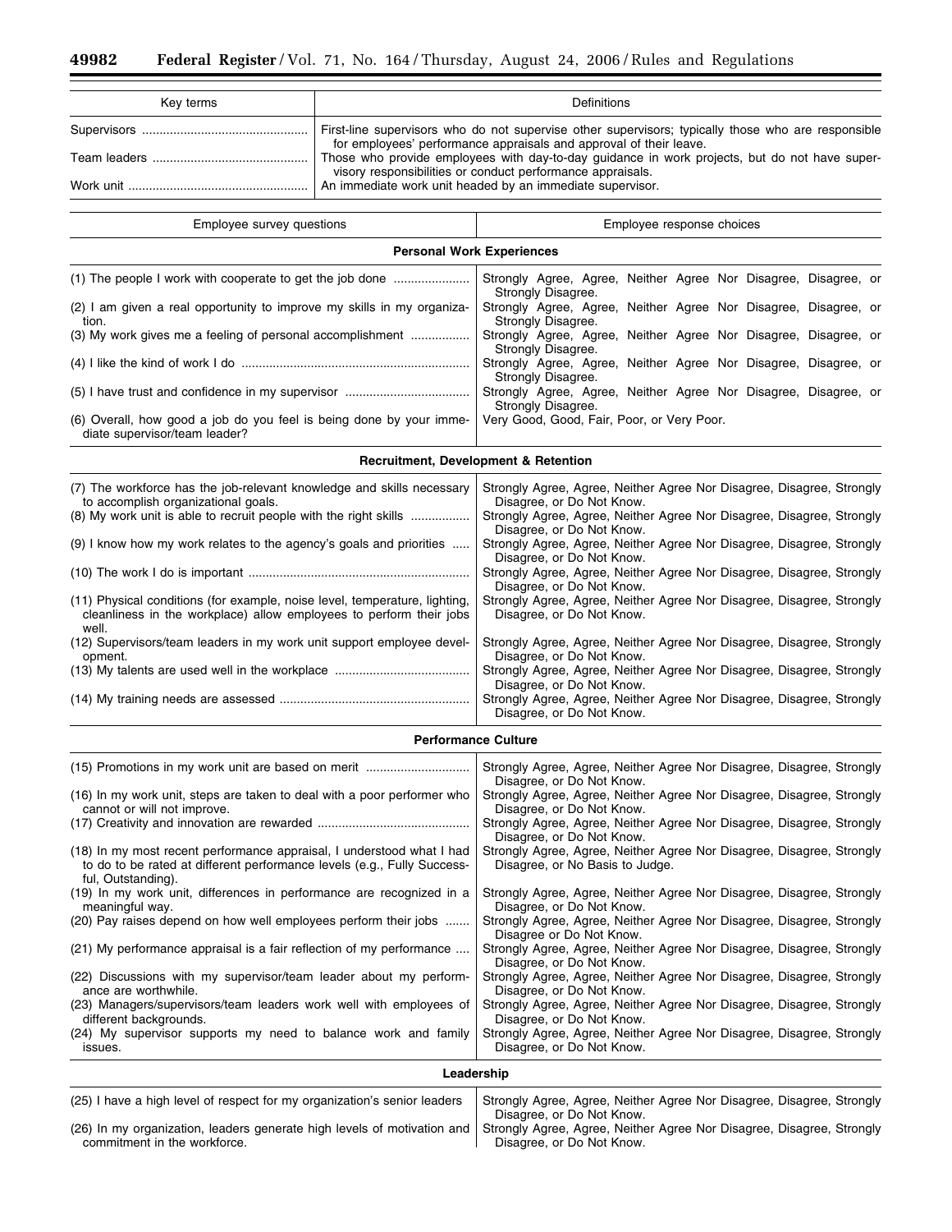| Key terms | Definitions |
| --- | --- |
| Supervisors | First-line supervisors who do not supervise other supervisors; typically those who are responsible for employees' performance appraisals and approval of their leave. |
| Team leaders | Those who provide employees with day-to-day guidance in work projects, but do not have supervisory responsibilities or conduct performance appraisals. |
| Work unit | An immediate work unit headed by an immediate supervisor. |

| Employee survey questions | Employee response choices |
| --- | --- |
| **Personal Work Experiences** | |
| (1) The people I work with cooperate to get the job done | Strongly Agree, Agree, Neither Agree Nor Disagree, Disagree, or Strongly Disagree. |
| (2) I am given a real opportunity to improve my skills in my organization. | Strongly Agree, Agree, Neither Agree Nor Disagree, Disagree, or Strongly Disagree. |
| (3) My work gives me a feeling of personal accomplishment | Strongly Agree, Agree, Neither Agree Nor Disagree, Disagree, or Strongly Disagree. |
| (4) I like the kind of work I do | Strongly Agree, Agree, Neither Agree Nor Disagree, Disagree, or Strongly Disagree. |
| (5) I have trust and confidence in my supervisor | Strongly Agree, Agree, Neither Agree Nor Disagree, Disagree, or Strongly Disagree. |
| (6) Overall, how good a job do you feel is being done by your immediate supervisor/team leader? | Very Good, Good, Fair, Poor, or Very Poor. |
| **Recruitment, Development & Retention** | |
| (7) The workforce has the job-relevant knowledge and skills necessary to accomplish organizational goals. | Strongly Agree, Agree, Neither Agree Nor Disagree, Disagree, Strongly Disagree, or Do Not Know. |
| (8) My work unit is able to recruit people with the right skills | Strongly Agree, Agree, Neither Agree Nor Disagree, Disagree, Strongly Disagree, or Do Not Know. |
| (9) I know how my work relates to the agency's goals and priorities | Strongly Agree, Agree, Neither Agree Nor Disagree, Disagree, Strongly Disagree, or Do Not Know. |
| (10) The work I do is important | Strongly Agree, Agree, Neither Agree Nor Disagree, Disagree, Strongly Disagree, or Do Not Know. |
| (11) Physical conditions (for example, noise level, temperature, lighting, cleanliness in the workplace) allow employees to perform their jobs well. | Strongly Agree, Agree, Neither Agree Nor Disagree, Disagree, Strongly Disagree, or Do Not Know. |
| (12) Supervisors/team leaders in my work unit support employee development. | Strongly Agree, Agree, Neither Agree Nor Disagree, Disagree, Strongly Disagree, or Do Not Know. |
| (13) My talents are used well in the workplace | Strongly Agree, Agree, Neither Agree Nor Disagree, Disagree, Strongly Disagree, or Do Not Know. |
| (14) My training needs are assessed | Strongly Agree, Agree, Neither Agree Nor Disagree, Disagree, Strongly Disagree, or Do Not Know. |
| **Performance Culture** | |
| (15) Promotions in my work unit are based on merit | Strongly Agree, Agree, Neither Agree Nor Disagree, Disagree, Strongly Disagree, or Do Not Know. |
| (16) In my work unit, steps are taken to deal with a poor performer who cannot or will not improve. | Strongly Agree, Agree, Neither Agree Nor Disagree, Disagree, Strongly Disagree, or Do Not Know. |
| (17) Creativity and innovation are rewarded | Strongly Agree, Agree, Neither Agree Nor Disagree, Disagree, Strongly Disagree, or Do Not Know. |
| (18) In my most recent performance appraisal, I understood what I had to do to be rated at different performance levels (e.g., Fully Successful, Outstanding). | Strongly Agree, Agree, Neither Agree Nor Disagree, Disagree, Strongly Disagree, or No Basis to Judge. |
| (19) In my work unit, differences in performance are recognized in a meaningful way. | Strongly Agree, Agree, Neither Agree Nor Disagree, Disagree, Strongly Disagree, or Do Not Know. |
| (20) Pay raises depend on how well employees perform their jobs | Strongly Agree, Agree, Neither Agree Nor Disagree, Disagree, Strongly Disagree or Do Not Know. |
| (21) My performance appraisal is a fair reflection of my performance | Strongly Agree, Agree, Neither Agree Nor Disagree, Disagree, Strongly Disagree, or Do Not Know. |
| (22) Discussions with my supervisor/team leader about my performance are worthwhile. | Strongly Agree, Agree, Neither Agree Nor Disagree, Disagree, Strongly Disagree, or Do Not Know. |
| (23) Managers/supervisors/team leaders work well with employees of different backgrounds. | Strongly Agree, Agree, Neither Agree Nor Disagree, Disagree, Strongly Disagree, or Do Not Know. |
| (24) My supervisor supports my need to balance work and family issues. | Strongly Agree, Agree, Neither Agree Nor Disagree, Disagree, Strongly Disagree, or Do Not Know. |
| **Leadership** | |
| (25) I have a high level of respect for my organization's senior leaders | Strongly Agree, Agree, Neither Agree Nor Disagree, Disagree, Strongly Disagree, or Do Not Know. |
| (26) In my organization, leaders generate high levels of motivation and commitment in the workforce. | Strongly Agree, Agree, Neither Agree Nor Disagree, Disagree, Strongly Disagree, or Do Not Know. |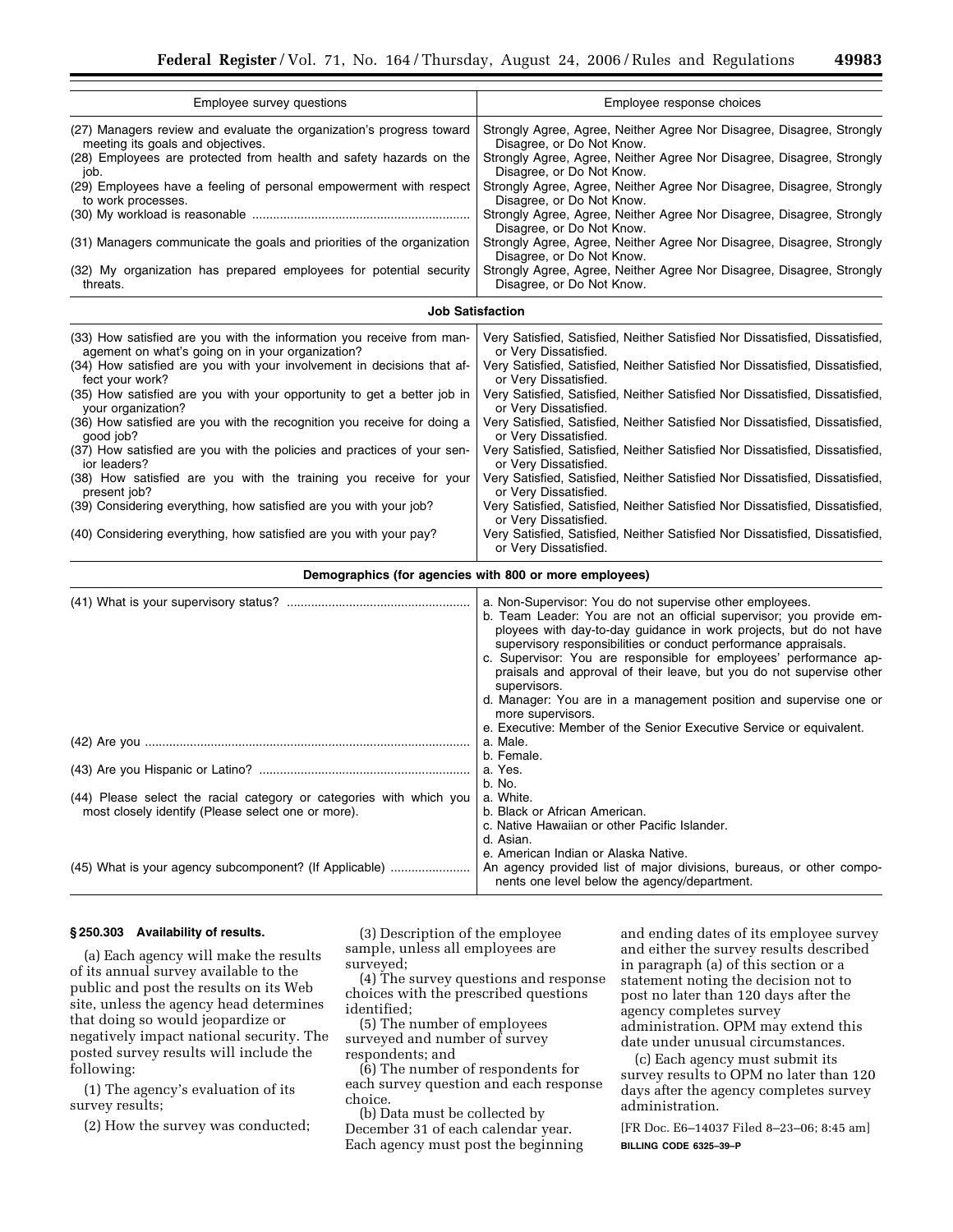| Employee survey questions | Employee response choices |
|---|---|
| (27) Managers review and evaluate the organization's progress toward meeting its goals and objectives. | Strongly Agree, Agree, Neither Agree Nor Disagree, Disagree, Strongly Disagree, or Do Not Know. |
| (28) Employees are protected from health and safety hazards on the job. | Strongly Agree, Agree, Neither Agree Nor Disagree, Disagree, Strongly Disagree, or Do Not Know. |
| (29) Employees have a feeling of personal empowerment with respect to work processes. | Strongly Agree, Agree, Neither Agree Nor Disagree, Disagree, Strongly Disagree, or Do Not Know. |
| (30) My workload is reasonable | Strongly Agree, Agree, Neither Agree Nor Disagree, Disagree, Strongly Disagree, or Do Not Know. |
| (31) Managers communicate the goals and priorities of the organization | Strongly Agree, Agree, Neither Agree Nor Disagree, Disagree, Strongly Disagree, or Do Not Know. |
| (32) My organization has prepared employees for potential security threats. | Strongly Agree, Agree, Neither Agree Nor Disagree, Disagree, Strongly Disagree, or Do Not Know. |
| **Job Satisfaction** | |
| (33) How satisfied are you with the information you receive from management on what's going on in your organization? | Very Satisfied, Satisfied, Neither Satisfied Nor Dissatisfied, Dissatisfied, or Very Dissatisfied. |
| (34) How satisfied are you with your involvement in decisions that affect your work? | Very Satisfied, Satisfied, Neither Satisfied Nor Dissatisfied, Dissatisfied, or Very Dissatisfied. |
| (35) How satisfied are you with your opportunity to get a better job in your organization? | Very Satisfied, Satisfied, Neither Satisfied Nor Dissatisfied, Dissatisfied, or Very Dissatisfied. |
| (36) How satisfied are you with the recognition you receive for doing a good job? | Very Satisfied, Satisfied, Neither Satisfied Nor Dissatisfied, Dissatisfied, or Very Dissatisfied. |
| (37) How satisfied are you with the policies and practices of your senior leaders? | Very Satisfied, Satisfied, Neither Satisfied Nor Dissatisfied, Dissatisfied, or Very Dissatisfied. |
| (38) How satisfied are you with the training you receive for your present job? | Very Satisfied, Satisfied, Neither Satisfied Nor Dissatisfied, Dissatisfied, or Very Dissatisfied. |
| (39) Considering everything, how satisfied are you with your job? | Very Satisfied, Satisfied, Neither Satisfied Nor Dissatisfied, Dissatisfied, or Very Dissatisfied. |
| (40) Considering everything, how satisfied are you with your pay? | Very Satisfied, Satisfied, Neither Satisfied Nor Dissatisfied, Dissatisfied, or Very Dissatisfied. |
| **Demographics (for agencies with 800 or more employees)** | |
| (41) What is your supervisory status? | a. Non-Supervisor: You do not supervise other employees. b. Team Leader: You are not an official supervisor; you provide employees with day-to-day guidance in work projects, but do not have supervisory responsibilities or conduct performance appraisals. c. Supervisor: You are responsible for employees' performance appraisals and approval of their leave, but you do not supervise other supervisors. d. Manager: You are in a management position and supervise one or more supervisors. e. Executive: Member of the Senior Executive Service or equivalent. |
| (42) Are you | a. Male. b. Female. |
| (43) Are you Hispanic or Latino? | a. Yes. b. No. |
| (44) Please select the racial category or categories with which you most closely identify (Please select one or more). | a. White. b. Black or African American. c. Native Hawaiian or other Pacific Islander. d. Asian. e. American Indian or Alaska Native. |
| (45) What is your agency subcomponent? (If Applicable) | An agency provided list of major divisions, bureaus, or other components one level below the agency/department. |

**§ 250.303 Availability of results.**

(a) Each agency will make the results of its annual survey available to the public and post the results on its Web site, unless the agency head determines that doing so would jeopardize or negatively impact national security. The posted survey results will include the following:

(1) The agency's evaluation of its survey results;

(2) How the survey was conducted;

(3) Description of the employee sample, unless all employees are surveyed;

(4) The survey questions and response choices with the prescribed questions identified;

(5) The number of employees surveyed and number of survey respondents; and

(6) The number of respondents for each survey question and each response choice.

(b) Data must be collected by December 31 of each calendar year. Each agency must post the beginning and ending dates of its employee survey and either the survey results described in paragraph (a) of this section or a statement noting the decision not to post no later than 120 days after the agency completes survey administration. OPM may extend this date under unusual circumstances.

(c) Each agency must submit its survey results to OPM no later than 120 days after the agency completes survey administration.

[FR Doc. E6–14037 Filed 8–23–06; 8:45 am]

**BILLING CODE 6325–39–P**